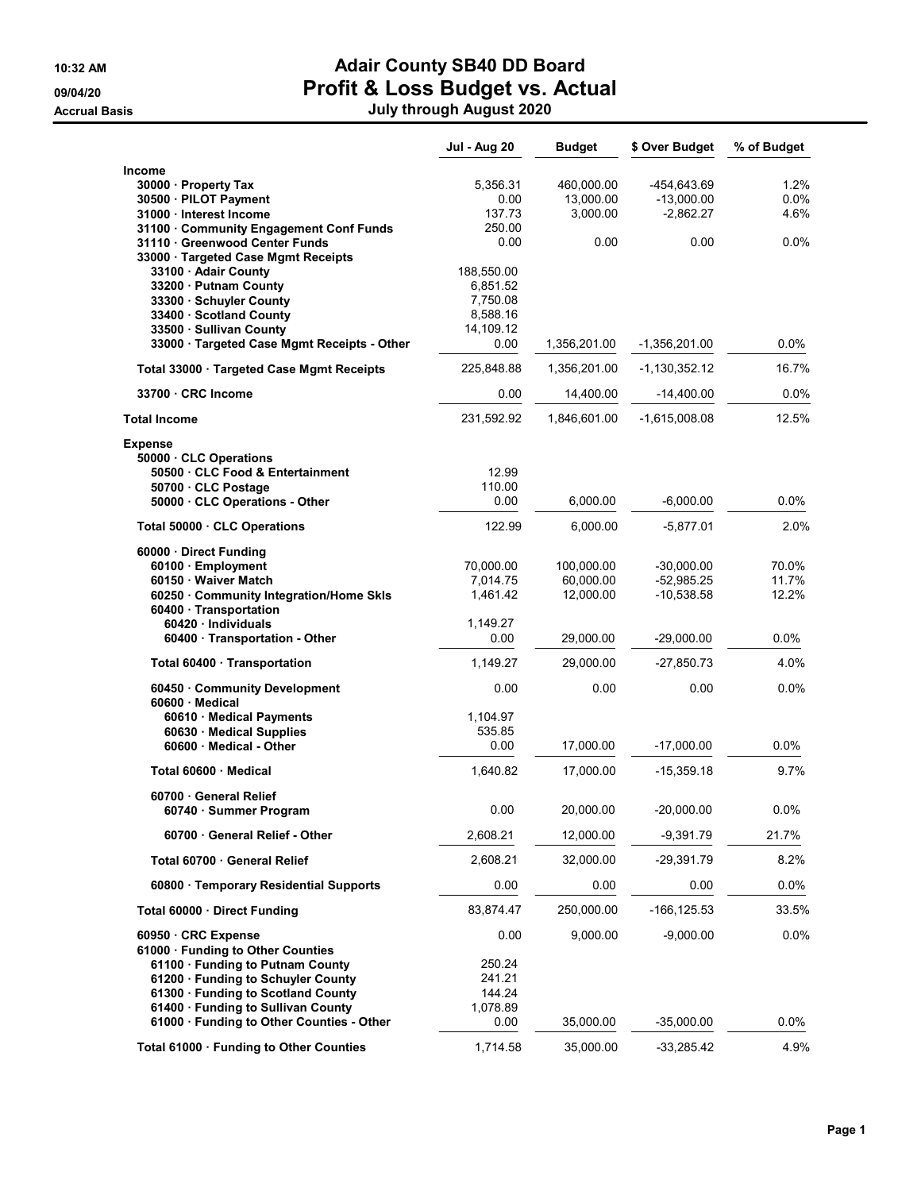# Adair County SB40 DD Board

## Profit & Loss Budget vs. Actual

### July through August 2020

10:32 AM

09/04/20

Accrual Basis

| | Jul - Aug 20 | Budget | $ Over Budget | % of Budget |
|---|---|---|---|---|
| **Income** | | | | |
| 30000 · Property Tax | 5,356.31 | 460,000.00 | -454,643.69 | 1.2% |
| 30500 · PILOT Payment | 0.00 | 13,000.00 | -13,000.00 | 0.0% |
| 31000 · Interest Income | 137.73 | 3,000.00 | -2,862.27 | 4.6% |
| 31100 · Community Engagement Conf Funds | 250.00 | | | |
| 31110 · Greenwood Center Funds | 0.00 | 0.00 | 0.00 | 0.0% |
| 33000 · Targeted Case Mgmt Receipts | | | | |
| 33100 · Adair County | 188,550.00 | | | |
| 33200 · Putnam County | 6,851.52 | | | |
| 33300 · Schuyler County | 7,750.08 | | | |
| 33400 · Scotland County | 8,588.16 | | | |
| 33500 · Sullivan County | 14,109.12 | | | |
| 33000 · Targeted Case Mgmt Receipts - Other | 0.00 | 1,356,201.00 | -1,356,201.00 | 0.0% |
| Total 33000 · Targeted Case Mgmt Receipts | 225,848.88 | 1,356,201.00 | -1,130,352.12 | 16.7% |
| 33700 · CRC Income | 0.00 | 14,400.00 | -14,400.00 | 0.0% |
| **Total Income** | 231,592.92 | 1,846,601.00 | -1,615,008.08 | 12.5% |
| **Expense** | | | | |
| 50000 · CLC Operations | | | | |
| 50500 · CLC Food & Entertainment | 12.99 | | | |
| 50700 · CLC Postage | 110.00 | | | |
| 50000 · CLC Operations - Other | 0.00 | 6,000.00 | -6,000.00 | 0.0% |
| Total 50000 · CLC Operations | 122.99 | 6,000.00 | -5,877.01 | 2.0% |
| 60000 · Direct Funding | | | | |
| 60100 · Employment | 70,000.00 | 100,000.00 | -30,000.00 | 70.0% |
| 60150 · Waiver Match | 7,014.75 | 60,000.00 | -52,985.25 | 11.7% |
| 60250 · Community Integration/Home Skls | 1,461.42 | 12,000.00 | -10,538.58 | 12.2% |
| 60400 · Transportation | | | | |
| 60420 · Individuals | 1,149.27 | | | |
| 60400 · Transportation - Other | 0.00 | 29,000.00 | -29,000.00 | 0.0% |
| Total 60400 · Transportation | 1,149.27 | 29,000.00 | -27,850.73 | 4.0% |
| 60450 · Community Development | 0.00 | 0.00 | 0.00 | 0.0% |
| 60600 · Medical | | | | |
| 60610 · Medical Payments | 1,104.97 | | | |
| 60630 · Medical Supplies | 535.85 | | | |
| 60600 · Medical - Other | 0.00 | 17,000.00 | -17,000.00 | 0.0% |
| Total 60600 · Medical | 1,640.82 | 17,000.00 | -15,359.18 | 9.7% |
| 60700 · General Relief | | | | |
| 60740 · Summer Program | 0.00 | 20,000.00 | -20,000.00 | 0.0% |
| 60700 · General Relief - Other | 2,608.21 | 12,000.00 | -9,391.79 | 21.7% |
| Total 60700 · General Relief | 2,608.21 | 32,000.00 | -29,391.79 | 8.2% |
| 60800 · Temporary Residential Supports | 0.00 | 0.00 | 0.00 | 0.0% |
| Total 60000 · Direct Funding | 83,874.47 | 250,000.00 | -166,125.53 | 33.5% |
| 60950 · CRC Expense | 0.00 | 9,000.00 | -9,000.00 | 0.0% |
| 61000 · Funding to Other Counties | | | | |
| 61100 · Funding to Putnam County | 250.24 | | | |
| 61200 · Funding to Schuyler County | 241.21 | | | |
| 61300 · Funding to Scotland County | 144.24 | | | |
| 61400 · Funding to Sullivan County | 1,078.89 | | | |
| 61000 · Funding to Other Counties - Other | 0.00 | 35,000.00 | -35,000.00 | 0.0% |
| Total 61000 · Funding to Other Counties | 1,714.58 | 35,000.00 | -33,285.42 | 4.9% |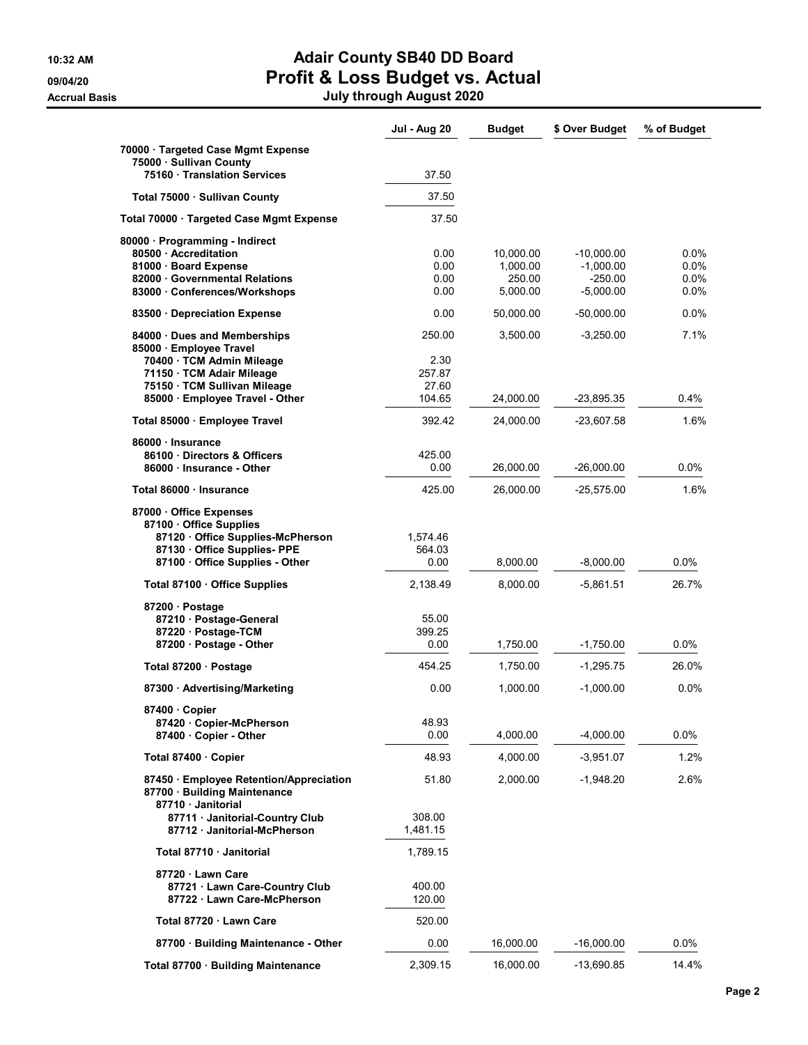# Adair County SB40 DD Board
## Profit & Loss Budget vs. Actual
### July through August 2020

Accrual Basis

| | Jul - Aug 20 | Budget | $ Over Budget | % of Budget |
|---|---|---|---|---|
| 70000 · Targeted Case Mgmt Expense | | | | |
| 75000 · Sullivan County | | | | |
| 75160 · Translation Services | 37.50 | | | |
| Total 75000 · Sullivan County | 37.50 | | | |
| Total 70000 · Targeted Case Mgmt Expense | 37.50 | | | |
| 80000 · Programming - Indirect | | | | |
| 80500 · Accreditation | 0.00 | 10,000.00 | -10,000.00 | 0.0% |
| 81000 · Board Expense | 0.00 | 1,000.00 | -1,000.00 | 0.0% |
| 82000 · Governmental Relations | 0.00 | 250.00 | -250.00 | 0.0% |
| 83000 · Conferences/Workshops | 0.00 | 5,000.00 | -5,000.00 | 0.0% |
| 83500 · Depreciation Expense | 0.00 | 50,000.00 | -50,000.00 | 0.0% |
| 84000 · Dues and Memberships | 250.00 | 3,500.00 | -3,250.00 | 7.1% |
| 85000 · Employee Travel | | | | |
| 70400 · TCM Admin Mileage | 2.30 | | | |
| 71150 · TCM Adair Mileage | 257.87 | | | |
| 75150 · TCM Sullivan Mileage | 27.60 | | | |
| 85000 · Employee Travel - Other | 104.65 | 24,000.00 | -23,895.35 | 0.4% |
| Total 85000 · Employee Travel | 392.42 | 24,000.00 | -23,607.58 | 1.6% |
| 86000 · Insurance | | | | |
| 86100 · Directors & Officers | 425.00 | | | |
| 86000 · Insurance - Other | 0.00 | 26,000.00 | -26,000.00 | 0.0% |
| Total 86000 · Insurance | 425.00 | 26,000.00 | -25,575.00 | 1.6% |
| 87000 · Office Expenses | | | | |
| 87100 · Office Supplies | | | | |
| 87120 · Office Supplies-McPherson | 1,574.46 | | | |
| 87130 · Office Supplies- PPE | 564.03 | | | |
| 87100 · Office Supplies - Other | 0.00 | 8,000.00 | -8,000.00 | 0.0% |
| Total 87100 · Office Supplies | 2,138.49 | 8,000.00 | -5,861.51 | 26.7% |
| 87200 · Postage | | | | |
| 87210 · Postage-General | 55.00 | | | |
| 87220 · Postage-TCM | 399.25 | | | |
| 87200 · Postage - Other | 0.00 | 1,750.00 | -1,750.00 | 0.0% |
| Total 87200 · Postage | 454.25 | 1,750.00 | -1,295.75 | 26.0% |
| 87300 · Advertising/Marketing | 0.00 | 1,000.00 | -1,000.00 | 0.0% |
| 87400 · Copier | | | | |
| 87420 · Copier-McPherson | 48.93 | | | |
| 87400 · Copier - Other | 0.00 | 4,000.00 | -4,000.00 | 0.0% |
| Total 87400 · Copier | 48.93 | 4,000.00 | -3,951.07 | 1.2% |
| 87450 · Employee Retention/Appreciation | 51.80 | 2,000.00 | -1,948.20 | 2.6% |
| 87700 · Building Maintenance | | | | |
| 87710 · Janitorial | | | | |
| 87711 · Janitorial-Country Club | 308.00 | | | |
| 87712 · Janitorial-McPherson | 1,481.15 | | | |
| Total 87710 · Janitorial | 1,789.15 | | | |
| 87720 · Lawn Care | | | | |
| 87721 · Lawn Care-Country Club | 400.00 | | | |
| 87722 · Lawn Care-McPherson | 120.00 | | | |
| Total 87720 · Lawn Care | 520.00 | | | |
| 87700 · Building Maintenance - Other | 0.00 | 16,000.00 | -16,000.00 | 0.0% |
| Total 87700 · Building Maintenance | 2,309.15 | 16,000.00 | -13,690.85 | 14.4% |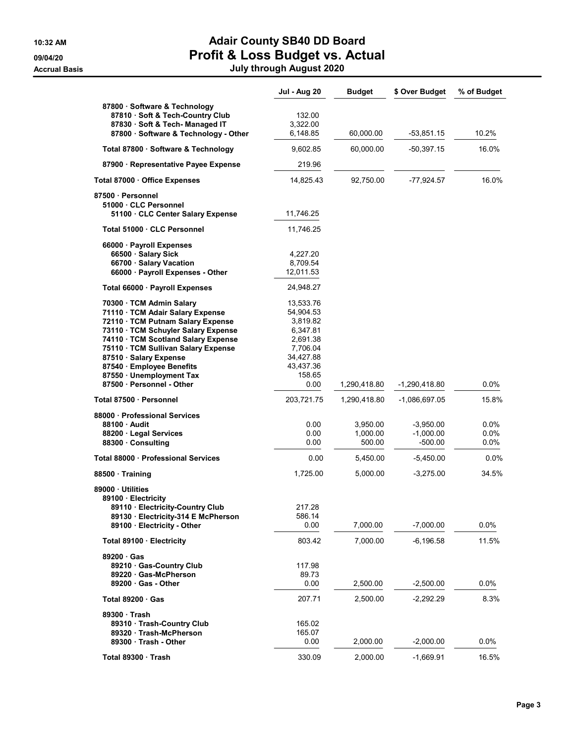# Adair County SB40 DD Board

## Profit & Loss Budget vs. Actual

### July through August 2020

10:32 AM
09/04/20
Accrual Basis

| | Jul - Aug 20 | Budget | $ Over Budget | % of Budget |
|---|---|---|---|---|
| 87800 · Software & Technology | | | | |
| 87810 · Soft & Tech-Country Club | 132.00 | | | |
| 87830 · Soft & Tech- Managed IT | 3,322.00 | | | |
| 87800 · Software & Technology - Other | 6,148.85 | 60,000.00 | -53,851.15 | 10.2% |
| Total 87800 · Software & Technology | 9,602.85 | 60,000.00 | -50,397.15 | 16.0% |
| 87900 · Representative Payee Expense | 219.96 | | | |
| **Total 87000 · Office Expenses** | 14,825.43 | 92,750.00 | -77,924.57 | 16.0% |
| 87500 · Personnel | | | | |
| 51000 · CLC Personnel | | | | |
| 51100 · CLC Center Salary Expense | 11,746.25 | | | |
| Total 51000 · CLC Personnel | 11,746.25 | | | |
| 66000 · Payroll Expenses | | | | |
| 66500 · Salary Sick | 4,227.20 | | | |
| 66700 · Salary Vacation | 8,709.54 | | | |
| 66000 · Payroll Expenses - Other | 12,011.53 | | | |
| Total 66000 · Payroll Expenses | 24,948.27 | | | |
| 70300 · TCM Admin Salary | 13,533.76 | | | |
| 71110 · TCM Adair Salary Expense | 54,904.53 | | | |
| 72110 · TCM Putnam Salary Expense | 3,819.82 | | | |
| 73110 · TCM Schuyler Salary Expense | 6,347.81 | | | |
| 74110 · TCM Scotland Salary Expense | 2,691.38 | | | |
| 75110 · TCM Sullivan Salary Expense | 7,706.04 | | | |
| 87510 · Salary Expense | 34,427.88 | | | |
| 87540 · Employee Benefits | 43,437.36 | | | |
| 87550 · Unemployment Tax | 158.65 | | | |
| 87500 · Personnel - Other | 0.00 | 1,290,418.80 | -1,290,418.80 | 0.0% |
| **Total 87500 · Personnel** | 203,721.75 | 1,290,418.80 | -1,086,697.05 | 15.8% |
| 88000 · Professional Services | | | | |
| 88100 · Audit | 0.00 | 3,950.00 | -3,950.00 | 0.0% |
| 88200 · Legal Services | 0.00 | 1,000.00 | -1,000.00 | 0.0% |
| 88300 · Consulting | 0.00 | 500.00 | -500.00 | 0.0% |
| **Total 88000 · Professional Services** | 0.00 | 5,450.00 | -5,450.00 | 0.0% |
| 88500 · Training | 1,725.00 | 5,000.00 | -3,275.00 | 34.5% |
| 89000 · Utilities | | | | |
| 89100 · Electricity | | | | |
| 89110 · Electricity-Country Club | 217.28 | | | |
| 89130 · Electricity-314 E McPherson | 586.14 | | | |
| 89100 · Electricity - Other | 0.00 | 7,000.00 | -7,000.00 | 0.0% |
| Total 89100 · Electricity | 803.42 | 7,000.00 | -6,196.58 | 11.5% |
| 89200 · Gas | | | | |
| 89210 · Gas-Country Club | 117.98 | | | |
| 89220 · Gas-McPherson | 89.73 | | | |
| 89200 · Gas - Other | 0.00 | 2,500.00 | -2,500.00 | 0.0% |
| Total 89200 · Gas | 207.71 | 2,500.00 | -2,292.29 | 8.3% |
| 89300 · Trash | | | | |
| 89310 · Trash-Country Club | 165.02 | | | |
| 89320 · Trash-McPherson | 165.07 | | | |
| 89300 · Trash - Other | 0.00 | 2,000.00 | -2,000.00 | 0.0% |
| Total 89300 · Trash | 330.09 | 2,000.00 | -1,669.91 | 16.5% |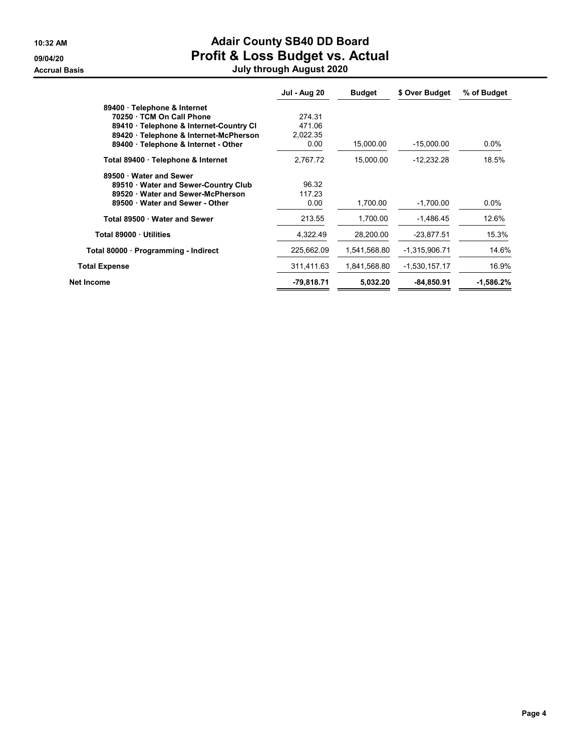# Adair County SB40 DD Board

## Profit & Loss Budget vs. Actual

### July through August 2020

10:32 AM
09/04/20
Accrual Basis

| | Jul - Aug 20 | Budget | $ Over Budget | % of Budget |
|---|---|---|---|---|
| 89400 · Telephone & Internet | | | | |
| 70250 · TCM On Call Phone | 274.31 | | | |
| 89410 · Telephone & Internet-Country Cl | 471.06 | | | |
| 89420 · Telephone & Internet-McPherson | 2,022.35 | | | |
| 89400 · Telephone & Internet - Other | 0.00 | 15,000.00 | -15,000.00 | 0.0% |
| Total 89400 · Telephone & Internet | 2,767.72 | 15,000.00 | -12,232.28 | 18.5% |
| 89500 · Water and Sewer | | | | |
| 89510 · Water and Sewer-Country Club | 96.32 | | | |
| 89520 · Water and Sewer-McPherson | 117.23 | | | |
| 89500 · Water and Sewer - Other | 0.00 | 1,700.00 | -1,700.00 | 0.0% |
| Total 89500 · Water and Sewer | 213.55 | 1,700.00 | -1,486.45 | 12.6% |
| Total 89000 · Utilities | 4,322.49 | 28,200.00 | -23,877.51 | 15.3% |
| Total 80000 · Programming - Indirect | 225,662.09 | 1,541,568.80 | -1,315,906.71 | 14.6% |
| Total Expense | 311,411.63 | 1,841,568.80 | -1,530,157.17 | 16.9% |
| **Net Income** | **-79,818.71** | **5,032.20** | **-84,850.91** | **-1,586.2%** |